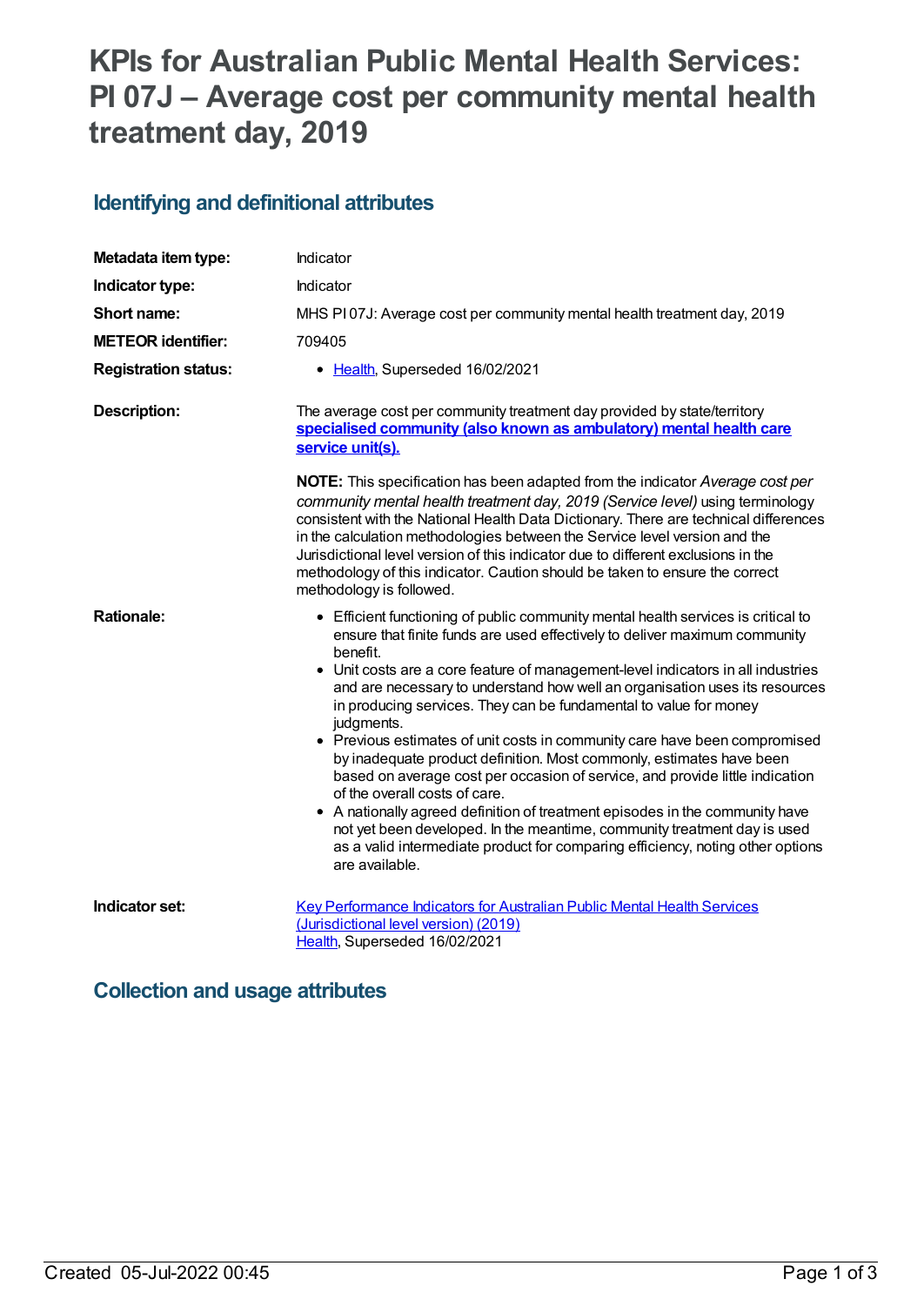# KPIs for Australian Public Mental Health Services: PI 07J – Average cost per community mental health treatment day, 2019

## Identifying and definitional attributes

| | |
|---|---|
| **Metadata item type:** | Indicator |
| **Indicator type:** | Indicator |
| **Short name:** | MHS PI 07J: Average cost per community mental health treatment day, 2019 |
| **METEOR identifier:** | 709405 |
| **Registration status:** | • Health, Superseded 16/02/2021 |
| **Description:** | The average cost per community treatment day provided by state/territory **specialised community (also known as ambulatory) mental health care service unit(s).**<br><br>**NOTE:** This specification has been adapted from the indicator *Average cost per community mental health treatment day, 2019 (Service level)* using terminology consistent with the National Health Data Dictionary. There are technical differences in the calculation methodologies between the Service level version and the Jurisdictional level version of this indicator due to different exclusions in the methodology of this indicator. Caution should be taken to ensure the correct methodology is followed. |
| **Rationale:** | • Efficient functioning of public community mental health services is critical to ensure that finite funds are used effectively to deliver maximum community benefit.<br>• Unit costs are a core feature of management-level indicators in all industries and are necessary to understand how well an organisation uses its resources in producing services. They can be fundamental to value for money judgments.<br>• Previous estimates of unit costs in community care have been compromised by inadequate product definition. Most commonly, estimates have been based on average cost per occasion of service, and provide little indication of the overall costs of care.<br>• A nationally agreed definition of treatment episodes in the community have not yet been developed. In the meantime, community treatment day is used as a valid intermediate product for comparing efficiency, noting other options are available. |
| **Indicator set:** | Key Performance Indicators for Australian Public Mental Health Services (Jurisdictional level version) (2019)<br>Health, Superseded 16/02/2021 |

## Collection and usage attributes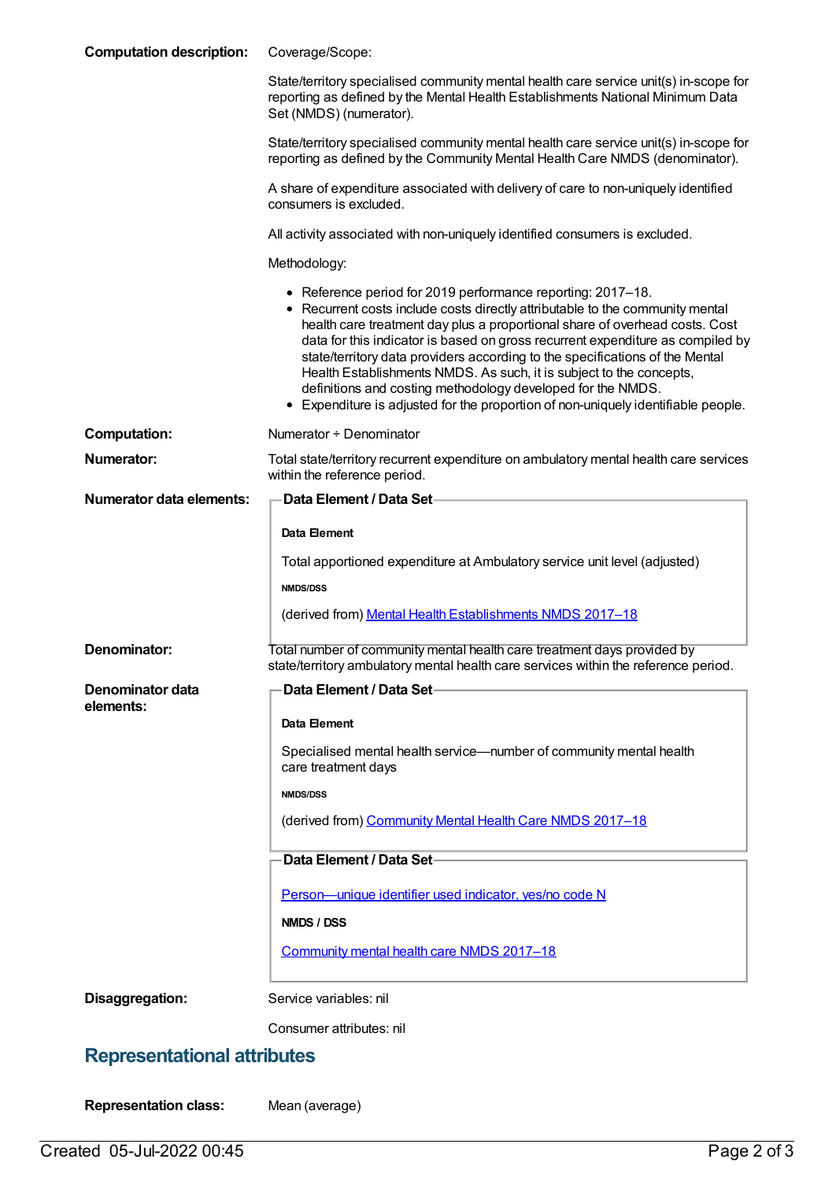**Computation description:**

Coverage/Scope:

State/territory specialised community mental health care service unit(s) in-scope for reporting as defined by the Mental Health Establishments National Minimum Data Set (NMDS) (numerator).

State/territory specialised community mental health care service unit(s) in-scope for reporting as defined by the Community Mental Health Care NMDS (denominator).

A share of expenditure associated with delivery of care to non-uniquely identified consumers is excluded.

All activity associated with non-uniquely identified consumers is excluded.

Methodology:

- Reference period for 2019 performance reporting: 2017–18.
- Recurrent costs include costs directly attributable to the community mental health care treatment day plus a proportional share of overhead costs. Cost data for this indicator is based on gross recurrent expenditure as compiled by state/territory data providers according to the specifications of the Mental Health Establishments NMDS. As such, it is subject to the concepts, definitions and costing methodology developed for the NMDS.
- Expenditure is adjusted for the proportion of non-uniquely identifiable people.

**Computation:** Numerator ÷ Denominator

**Numerator:** Total state/territory recurrent expenditure on ambulatory mental health care services within the reference period.

**Numerator data elements:**

Data Element / Data Set

**Data Element**

Total apportioned expenditure at Ambulatory service unit level (adjusted)

**NMDS/DSS**

(derived from) Mental Health Establishments NMDS 2017–18

**Denominator:** Total number of community mental health care treatment days provided by state/territory ambulatory mental health care services within the reference period.

**Denominator data elements:**

Data Element / Data Set

**Data Element**

Specialised mental health service—number of community mental health care treatment days

**NMDS/DSS**

(derived from) Community Mental Health Care NMDS 2017–18

Data Element / Data Set

Person—unique identifier used indicator, yes/no code N

**NMDS / DSS**

Community mental health care NMDS 2017–18

**Disaggregation:**

Service variables: nil

Consumer attributes: nil

## Representational attributes

**Representation class:** Mean (average)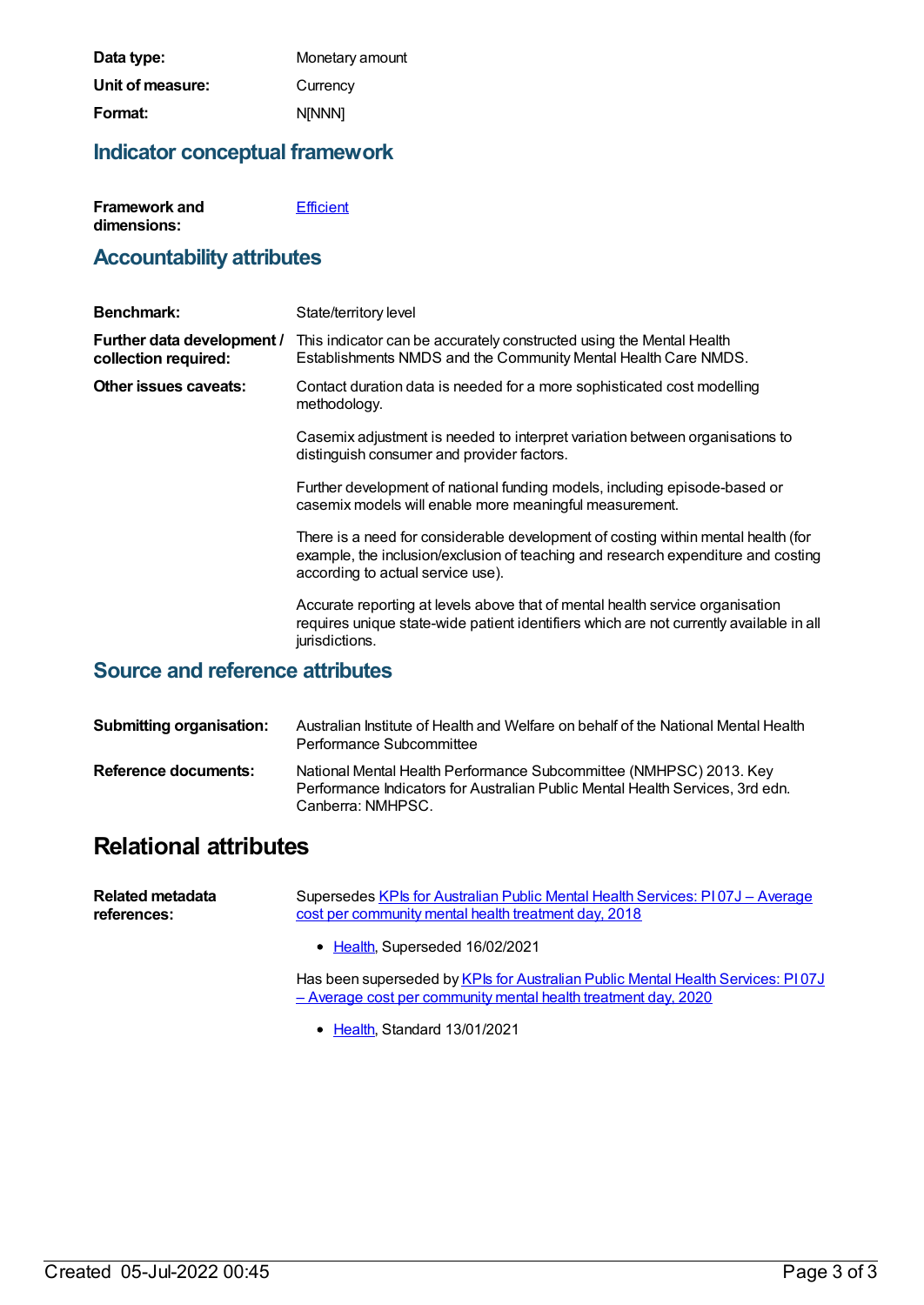| | |
|---|---|
| **Data type:** | Monetary amount |
| **Unit of measure:** | Currency |
| **Format:** | N[NNN] |

## Indicator conceptual framework

| | |
|---|---|
| **Framework and dimensions:** | Efficient |

## Accountability attributes

| | |
|---|---|
| **Benchmark:** | State/territory level |
| **Further data development / collection required:** | This indicator can be accurately constructed using the Mental Health Establishments NMDS and the Community Mental Health Care NMDS. |
| **Other issues caveats:** | Contact duration data is needed for a more sophisticated cost modelling methodology. |

Casemix adjustment is needed to interpret variation between organisations to distinguish consumer and provider factors.

Further development of national funding models, including episode-based or casemix models will enable more meaningful measurement.

There is a need for considerable development of costing within mental health (for example, the inclusion/exclusion of teaching and research expenditure and costing according to actual service use).

Accurate reporting at levels above that of mental health service organisation requires unique state-wide patient identifiers which are not currently available in all jurisdictions.

## Source and reference attributes

| | |
|---|---|
| **Submitting organisation:** | Australian Institute of Health and Welfare on behalf of the National Mental Health Performance Subcommittee |
| **Reference documents:** | National Mental Health Performance Subcommittee (NMHPSC) 2013. Key Performance Indicators for Australian Public Mental Health Services, 3rd edn. Canberra: NMHPSC. |

# Relational attributes

**Related metadata references:**

Supersedes KPIs for Australian Public Mental Health Services: PI 07J – Average cost per community mental health treatment day, 2018

- Health, Superseded 16/02/2021

Has been superseded by KPIs for Australian Public Mental Health Services: PI 07J – Average cost per community mental health treatment day, 2020

- Health, Standard 13/01/2021